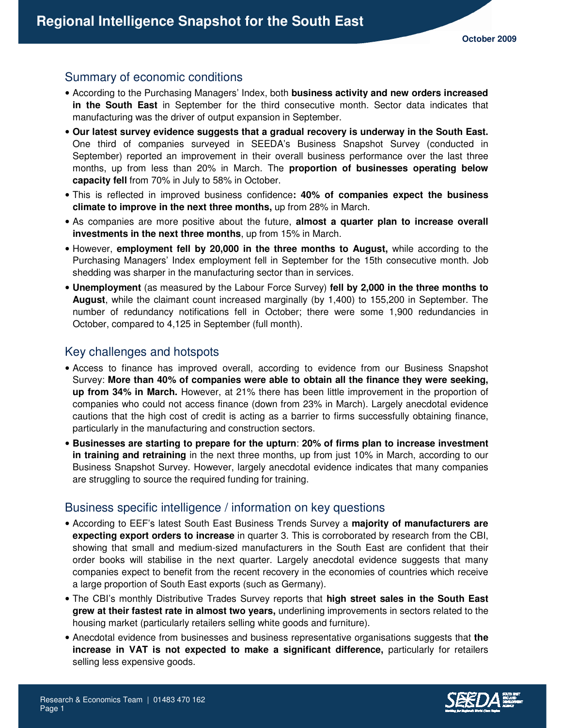# Regional Intelligence Snapshot for the South East

October 2009

## Summary of economic conditions

- According to the Purchasing Managers' Index, both **business activity and new orders increased in the South East** in September for the third consecutive month. Sector data indicates that manufacturing was the driver of output expansion in September.
- **Our latest survey evidence suggests that a gradual recovery is underway in the South East.** One third of companies surveyed in SEEDA's Business Snapshot Survey (conducted in September) reported an improvement in their overall business performance over the last three months, up from less than 20% in March. The **proportion of businesses operating below capacity fell** from 70% in July to 58% in October.
- This is reflected in improved business confidence**: 40% of companies expect the business climate to improve in the next three months,** up from 28% in March.
- As companies are more positive about the future, **almost a quarter plan to increase overall investments in the next three months**, up from 15% in March.
- However, **employment fell by 20,000 in the three months to August,** while according to the Purchasing Managers' Index employment fell in September for the 15th consecutive month. Job shedding was sharper in the manufacturing sector than in services.
- **Unemployment** (as measured by the Labour Force Survey) **fell by 2,000 in the three months to August**, while the claimant count increased marginally (by 1,400) to 155,200 in September. The number of redundancy notifications fell in October; there were some 1,900 redundancies in October, compared to 4,125 in September (full month).

## Key challenges and hotspots

- Access to finance has improved overall, according to evidence from our Business Snapshot Survey: **More than 40% of companies were able to obtain all the finance they were seeking, up from 34% in March.** However, at 21% there has been little improvement in the proportion of companies who could not access finance (down from 23% in March). Largely anecdotal evidence cautions that the high cost of credit is acting as a barrier to firms successfully obtaining finance, particularly in the manufacturing and construction sectors.
- **Businesses are starting to prepare for the upturn**: **20% of firms plan to increase investment in training and retraining** in the next three months, up from just 10% in March, according to our Business Snapshot Survey. However, largely anecdotal evidence indicates that many companies are struggling to source the required funding for training.

## Business specific intelligence / information on key questions

- According to EEF's latest South East Business Trends Survey a **majority of manufacturers are expecting export orders to increase** in quarter 3. This is corroborated by research from the CBI, showing that small and medium-sized manufacturers in the South East are confident that their order books will stabilise in the next quarter. Largely anecdotal evidence suggests that many companies expect to benefit from the recent recovery in the economies of countries which receive a large proportion of South East exports (such as Germany).
- The CBI's monthly Distributive Trades Survey reports that **high street sales in the South East grew at their fastest rate in almost two years,** underlining improvements in sectors related to the housing market (particularly retailers selling white goods and furniture).
- Anecdotal evidence from businesses and business representative organisations suggests that **the increase in VAT is not expected to make a significant difference,** particularly for retailers selling less expensive goods.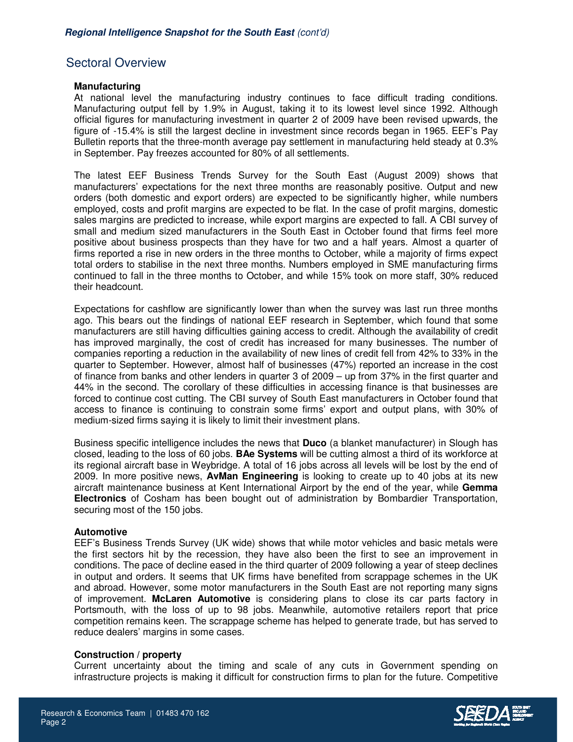## Sectoral Overview

### Manufacturing

At national level the manufacturing industry continues to face difficult trading conditions. Manufacturing output fell by 1.9% in August, taking it to its lowest level since 1992. Although official figures for manufacturing investment in quarter 2 of 2009 have been revised upwards, the figure of -15.4% is still the largest decline in investment since records began in 1965. EEF's Pay Bulletin reports that the three-month average pay settlement in manufacturing held steady at 0.3% in September. Pay freezes accounted for 80% of all settlements.

The latest EEF Business Trends Survey for the South East (August 2009) shows that manufacturers' expectations for the next three months are reasonably positive. Output and new orders (both domestic and export orders) are expected to be significantly higher, while numbers employed, costs and profit margins are expected to be flat. In the case of profit margins, domestic sales margins are predicted to increase, while export margins are expected to fall. A CBI survey of small and medium sized manufacturers in the South East in October found that firms feel more positive about business prospects than they have for two and a half years. Almost a quarter of firms reported a rise in new orders in the three months to October, while a majority of firms expect total orders to stabilise in the next three months. Numbers employed in SME manufacturing firms continued to fall in the three months to October, and while 15% took on more staff, 30% reduced their headcount.

Expectations for cashflow are significantly lower than when the survey was last run three months ago. This bears out the findings of national EEF research in September, which found that some manufacturers are still having difficulties gaining access to credit. Although the availability of credit has improved marginally, the cost of credit has increased for many businesses. The number of companies reporting a reduction in the availability of new lines of credit fell from 42% to 33% in the quarter to September. However, almost half of businesses (47%) reported an increase in the cost of finance from banks and other lenders in quarter 3 of 2009 – up from 37% in the first quarter and 44% in the second. The corollary of these difficulties in accessing finance is that businesses are forced to continue cost cutting. The CBI survey of South East manufacturers in October found that access to finance is continuing to constrain some firms' export and output plans, with 30% of medium-sized firms saying it is likely to limit their investment plans.

Business specific intelligence includes the news that **Duco** (a blanket manufacturer) in Slough has closed, leading to the loss of 60 jobs. **BAe Systems** will be cutting almost a third of its workforce at its regional aircraft base in Weybridge. A total of 16 jobs across all levels will be lost by the end of 2009. In more positive news, **AvMan Engineering** is looking to create up to 40 jobs at its new aircraft maintenance business at Kent International Airport by the end of the year, while **Gemma Electronics** of Cosham has been bought out of administration by Bombardier Transportation, securing most of the 150 jobs.

### Automotive

EEF's Business Trends Survey (UK wide) shows that while motor vehicles and basic metals were the first sectors hit by the recession, they have also been the first to see an improvement in conditions. The pace of decline eased in the third quarter of 2009 following a year of steep declines in output and orders. It seems that UK firms have benefited from scrappage schemes in the UK and abroad. However, some motor manufacturers in the South East are not reporting many signs of improvement. **McLaren Automotive** is considering plans to close its car parts factory in Portsmouth, with the loss of up to 98 jobs. Meanwhile, automotive retailers report that price competition remains keen. The scrappage scheme has helped to generate trade, but has served to reduce dealers' margins in some cases.

### Construction / property

Current uncertainty about the timing and scale of any cuts in Government spending on infrastructure projects is making it difficult for construction firms to plan for the future. Competitive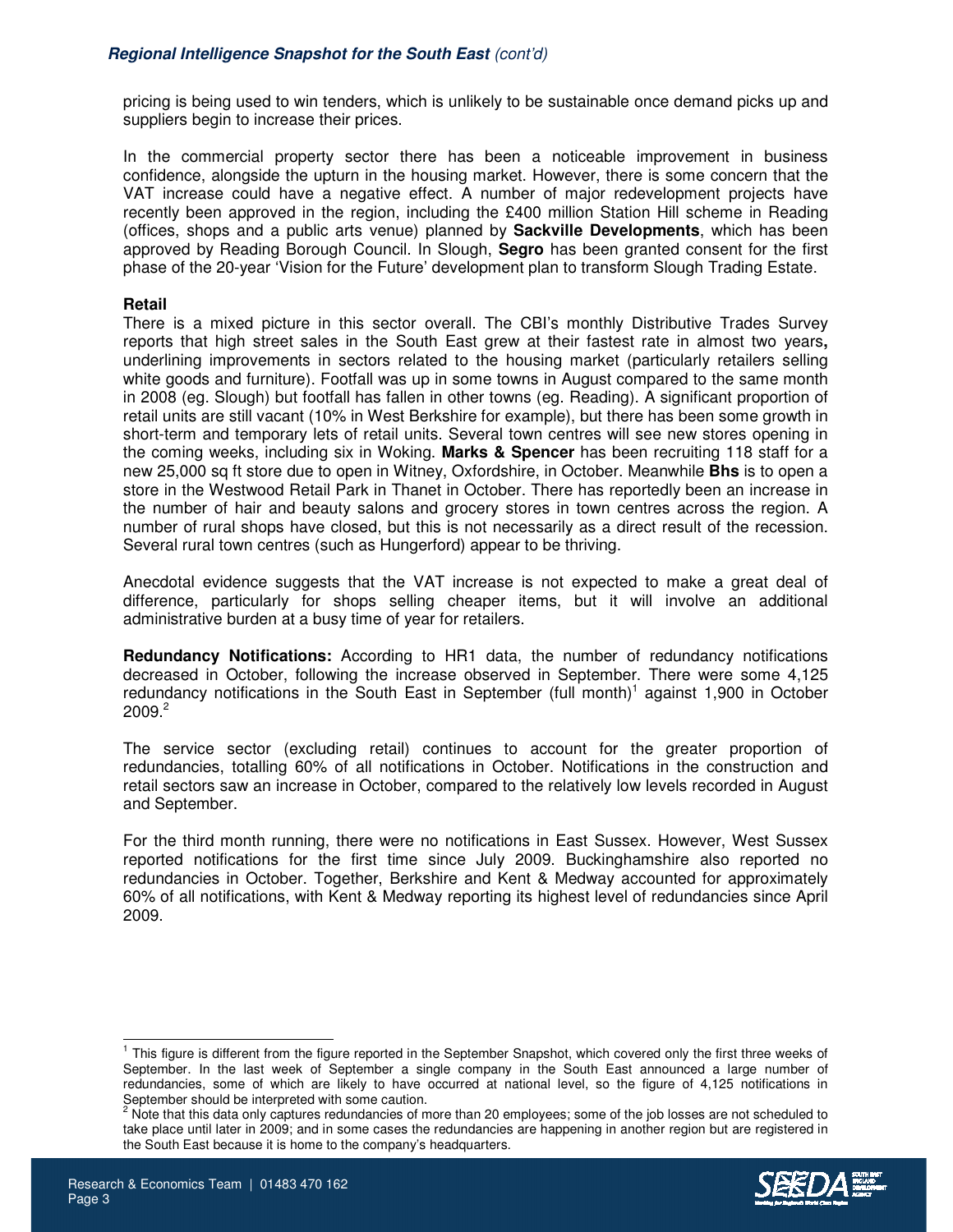pricing is being used to win tenders, which is unlikely to be sustainable once demand picks up and suppliers begin to increase their prices.

In the commercial property sector there has been a noticeable improvement in business confidence, alongside the upturn in the housing market. However, there is some concern that the VAT increase could have a negative effect. A number of major redevelopment projects have recently been approved in the region, including the £400 million Station Hill scheme in Reading (offices, shops and a public arts venue) planned by **Sackville Developments**, which has been approved by Reading Borough Council. In Slough, **Segro** has been granted consent for the first phase of the 20-year 'Vision for the Future' development plan to transform Slough Trading Estate.

**Retail**

There is a mixed picture in this sector overall. The CBI's monthly Distributive Trades Survey reports that high street sales in the South East grew at their fastest rate in almost two years**,** underlining improvements in sectors related to the housing market (particularly retailers selling white goods and furniture). Footfall was up in some towns in August compared to the same month in 2008 (eg. Slough) but footfall has fallen in other towns (eg. Reading). A significant proportion of retail units are still vacant (10% in West Berkshire for example), but there has been some growth in short-term and temporary lets of retail units. Several town centres will see new stores opening in the coming weeks, including six in Woking. **Marks & Spencer** has been recruiting 118 staff for a new 25,000 sq ft store due to open in Witney, Oxfordshire, in October. Meanwhile **Bhs** is to open a store in the Westwood Retail Park in Thanet in October. There has reportedly been an increase in the number of hair and beauty salons and grocery stores in town centres across the region. A number of rural shops have closed, but this is not necessarily as a direct result of the recession. Several rural town centres (such as Hungerford) appear to be thriving.

Anecdotal evidence suggests that the VAT increase is not expected to make a great deal of difference, particularly for shops selling cheaper items, but it will involve an additional administrative burden at a busy time of year for retailers.

**Redundancy Notifications:** According to HR1 data, the number of redundancy notifications decreased in October, following the increase observed in September. There were some 4,125 redundancy notifications in the South East in September (full month)[1] against 1,900 in October 2009.[2]

The service sector (excluding retail) continues to account for the greater proportion of redundancies, totalling 60% of all notifications in October. Notifications in the construction and retail sectors saw an increase in October, compared to the relatively low levels recorded in August and September.

For the third month running, there were no notifications in East Sussex. However, West Sussex reported notifications for the first time since July 2009. Buckinghamshire also reported no redundancies in October. Together, Berkshire and Kent & Medway accounted for approximately 60% of all notifications, with Kent & Medway reporting its highest level of redundancies since April 2009.

[1] This figure is different from the figure reported in the September Snapshot, which covered only the first three weeks of September. In the last week of September a single company in the South East announced a large number of redundancies, some of which are likely to have occurred at national level, so the figure of 4,125 notifications in September should be interpreted with some caution.

[2] Note that this data only captures redundancies of more than 20 employees; some of the job losses are not scheduled to take place until later in 2009; and in some cases the redundancies are happening in another region but are registered in the South East because it is home to the company's headquarters.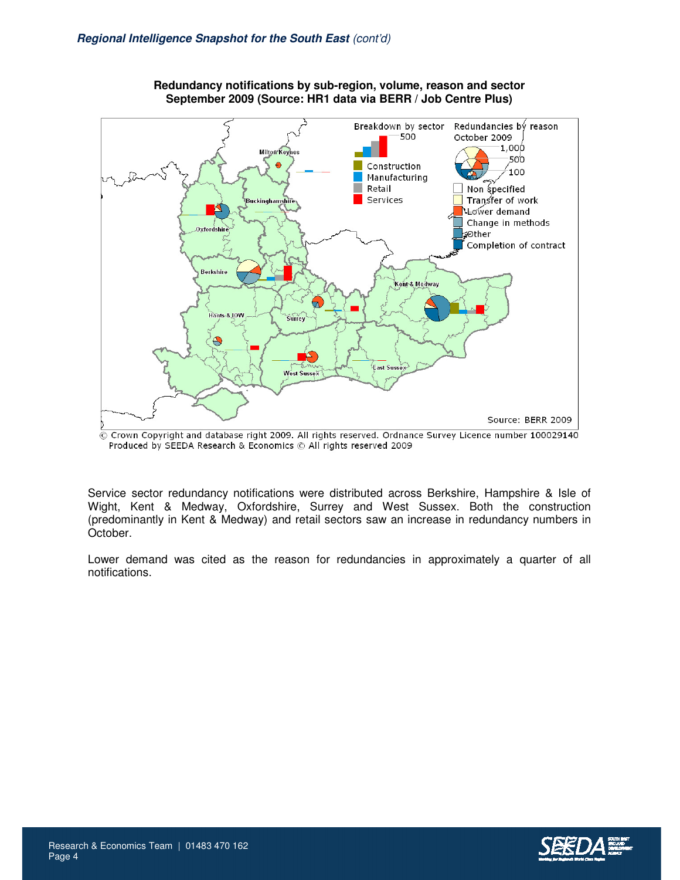**Redundancy notifications by sub-region, volume, reason and sector September 2009 (Source: HR1 data via BERR / Job Centre Plus)**

Breakdown by sector
500
Construction
Manufacturing
Retail
Services

Redundancies by reason
October 2009
1,000
500
100
Non specified
Transfer of work
Lower demand
Change in methods
Other
Completion of contract

Milton Keynes
Buckinghamshire
Oxfordshire
Berkshire
Surrey
Kent & Medway
Hants & IOW
West Sussex
East Sussex

Source: BERR 2009

© Crown Copyright and database right 2009. All rights reserved. Ordnance Survey Licence number 100029140
Produced by SEEDA Research & Economics © All rights reserved 2009

Service sector redundancy notifications were distributed across Berkshire, Hampshire & Isle of Wight, Kent & Medway, Oxfordshire, Surrey and West Sussex. Both the construction (predominantly in Kent & Medway) and retail sectors saw an increase in redundancy numbers in October.

Lower demand was cited as the reason for redundancies in approximately a quarter of all notifications.